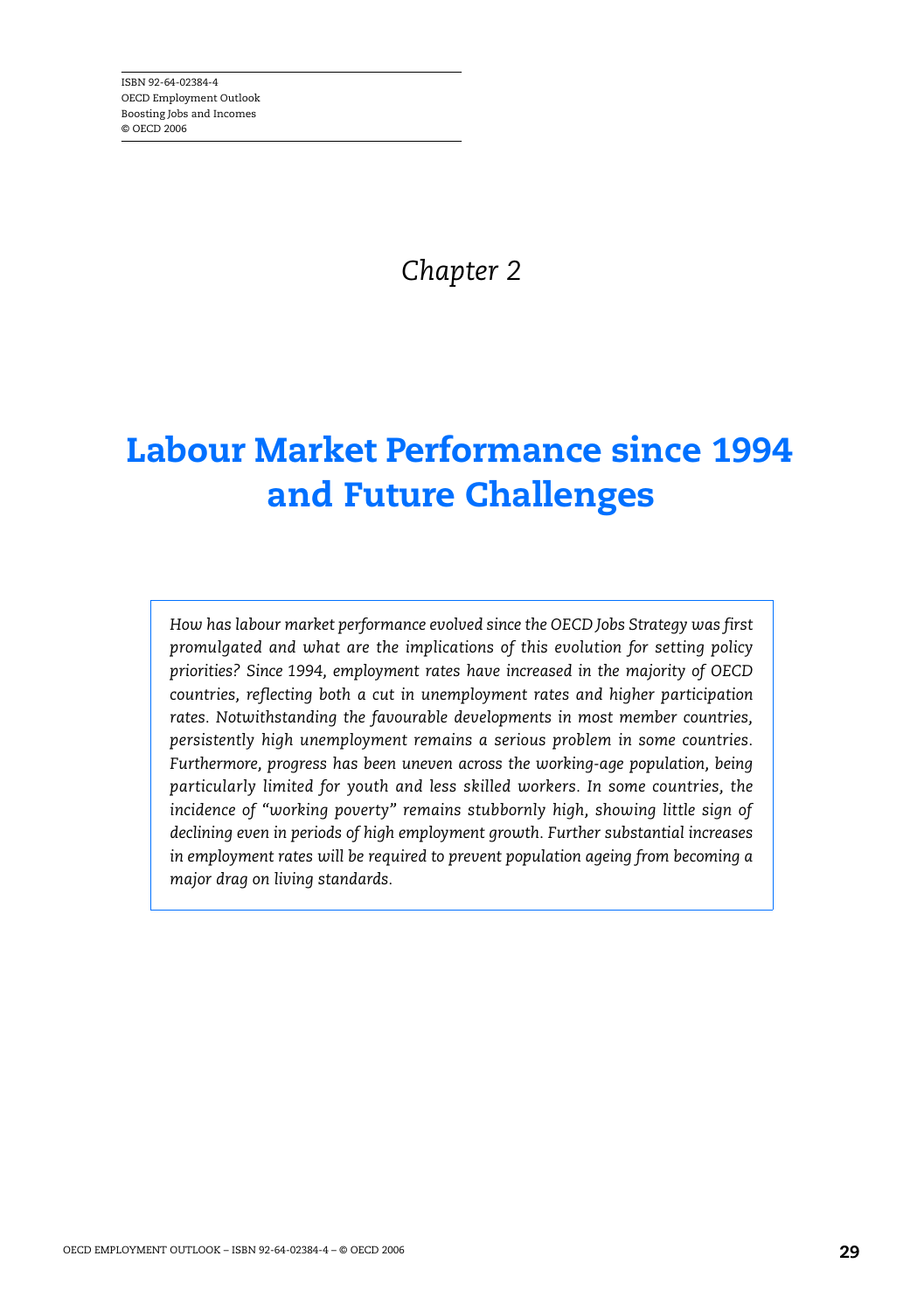ISBN 92-64-02384-4
OECD Employment Outlook
Boosting Jobs and Incomes
© OECD 2006

*Chapter 2*

# Labour Market Performance since 1994 and Future Challenges

*How has labour market performance evolved since the OECD Jobs Strategy was first promulgated and what are the implications of this evolution for setting policy priorities? Since 1994, employment rates have increased in the majority of OECD countries, reflecting both a cut in unemployment rates and higher participation rates. Notwithstanding the favourable developments in most member countries, persistently high unemployment remains a serious problem in some countries. Furthermore, progress has been uneven across the working-age population, being particularly limited for youth and less skilled workers. In some countries, the incidence of "working poverty" remains stubbornly high, showing little sign of declining even in periods of high employment growth. Further substantial increases in employment rates will be required to prevent population ageing from becoming a major drag on living standards.*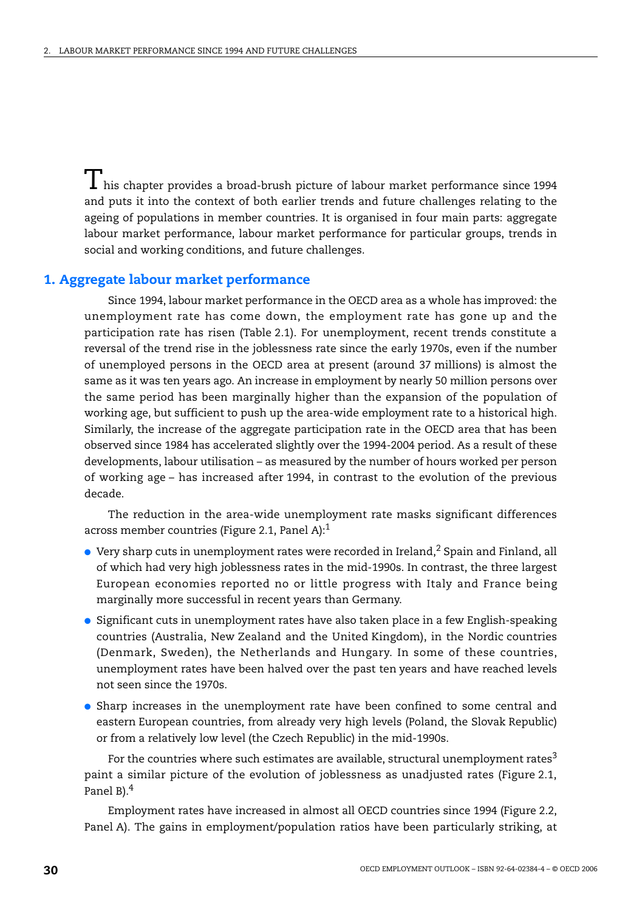This chapter provides a broad-brush picture of labour market performance since 1994 and puts it into the context of both earlier trends and future challenges relating to the ageing of populations in member countries. It is organised in four main parts: aggregate labour market performance, labour market performance for particular groups, trends in social and working conditions, and future challenges.

## 1. Aggregate labour market performance

Since 1994, labour market performance in the OECD area as a whole has improved: the unemployment rate has come down, the employment rate has gone up and the participation rate has risen (Table 2.1). For unemployment, recent trends constitute a reversal of the trend rise in the joblessness rate since the early 1970s, even if the number of unemployed persons in the OECD area at present (around 37 millions) is almost the same as it was ten years ago. An increase in employment by nearly 50 million persons over the same period has been marginally higher than the expansion of the population of working age, but sufficient to push up the area-wide employment rate to a historical high. Similarly, the increase of the aggregate participation rate in the OECD area that has been observed since 1984 has accelerated slightly over the 1994-2004 period. As a result of these developments, labour utilisation – as measured by the number of hours worked per person of working age – has increased after 1994, in contrast to the evolution of the previous decade.

The reduction in the area-wide unemployment rate masks significant differences across member countries (Figure 2.1, Panel A):[1]

- Very sharp cuts in unemployment rates were recorded in Ireland,[2] Spain and Finland, all of which had very high joblessness rates in the mid-1990s. In contrast, the three largest European economies reported no or little progress with Italy and France being marginally more successful in recent years than Germany.
- Significant cuts in unemployment rates have also taken place in a few English-speaking countries (Australia, New Zealand and the United Kingdom), in the Nordic countries (Denmark, Sweden), the Netherlands and Hungary. In some of these countries, unemployment rates have been halved over the past ten years and have reached levels not seen since the 1970s.
- Sharp increases in the unemployment rate have been confined to some central and eastern European countries, from already very high levels (Poland, the Slovak Republic) or from a relatively low level (the Czech Republic) in the mid-1990s.

For the countries where such estimates are available, structural unemployment rates[3] paint a similar picture of the evolution of joblessness as unadjusted rates (Figure 2.1, Panel B).[4]

Employment rates have increased in almost all OECD countries since 1994 (Figure 2.2, Panel A). The gains in employment/population ratios have been particularly striking, at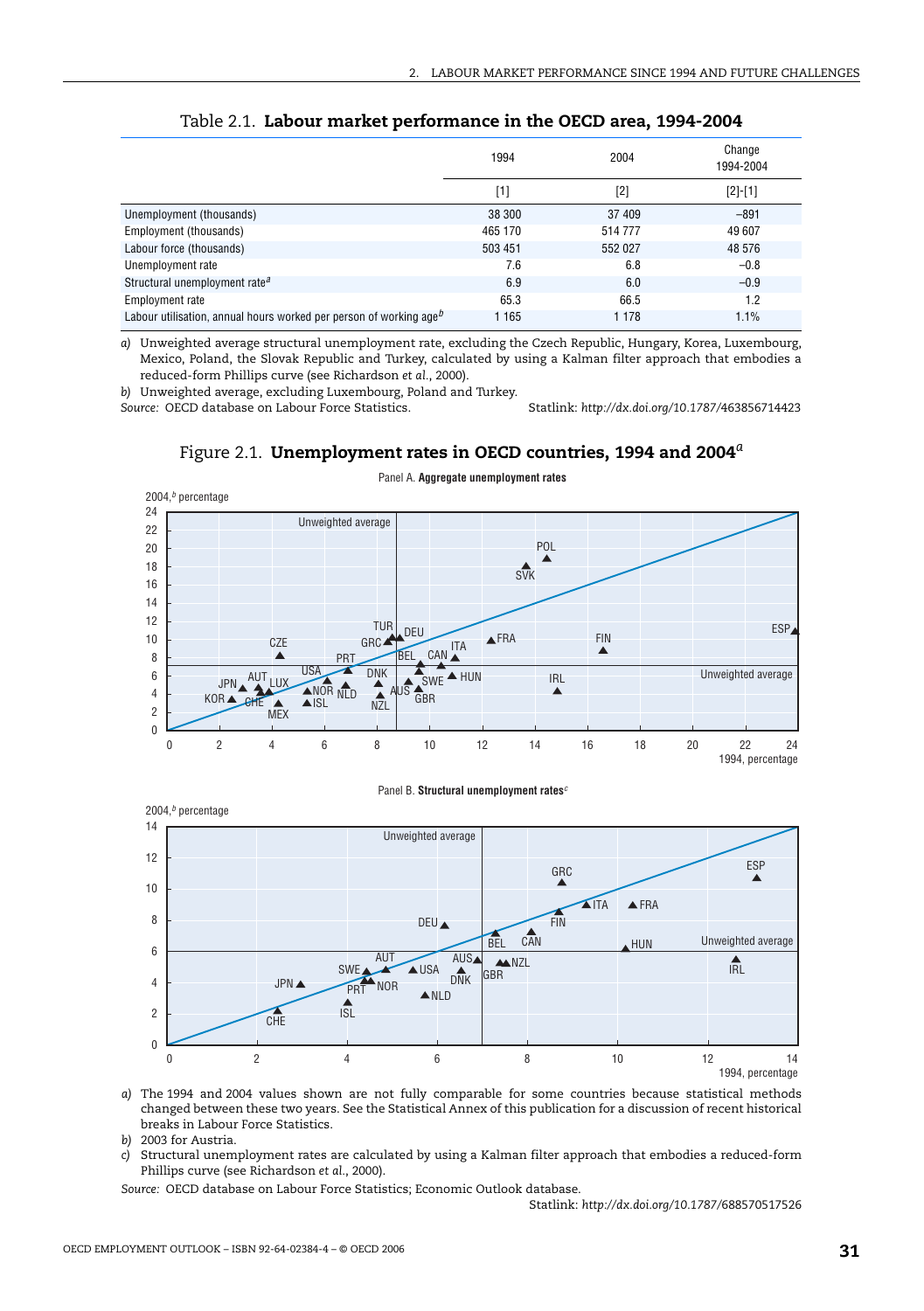Table 2.1. **Labour market performance in the OECD area, 1994-2004**

| | 1994 | 2004 | Change 1994-2004 |
|---|---|---|---|
| | [1] | [2] | [2]-[1] |
| Unemployment (thousands) | 38 300 | 37 409 | –891 |
| Employment (thousands) | 465 170 | 514 777 | 49 607 |
| Labour force (thousands) | 503 451 | 552 027 | 48 576 |
| Unemployment rate | 7.6 | 6.8 | –0.8 |
| Structural unemployment rate[a] | 6.9 | 6.0 | –0.9 |
| Employment rate | 65.3 | 66.5 | 1.2 |
| Labour utilisation, annual hours worked per person of working age[b] | 1 165 | 1 178 | 1.1% |

*a)* Unweighted average structural unemployment rate, excluding the Czech Republic, Hungary, Korea, Luxembourg, Mexico, Poland, the Slovak Republic and Turkey, calculated by using a Kalman filter approach that embodies a reduced-form Phillips curve (see Richardson *et al.*, 2000).

*b)* Unweighted average, excluding Luxembourg, Poland and Turkey.

*Source:* OECD database on Labour Force Statistics. Statlink: *http://dx.doi.org/10.1787/463856714423*

Figure 2.1. **Unemployment rates in OECD countries, 1994 and 2004**[a]

Panel A. **Aggregate unemployment rates**

Panel B. **Structural unemployment rates**[c]

*a)* The 1994 and 2004 values shown are not fully comparable for some countries because statistical methods changed between these two years. See the Statistical Annex of this publication for a discussion of recent historical breaks in Labour Force Statistics.

*b)* 2003 for Austria.

*c)* Structural unemployment rates are calculated by using a Kalman filter approach that embodies a reduced-form Phillips curve (see Richardson *et al.*, 2000).

*Source:* OECD database on Labour Force Statistics; Economic Outlook database.

Statlink: *http://dx.doi.org/10.1787/688570517526*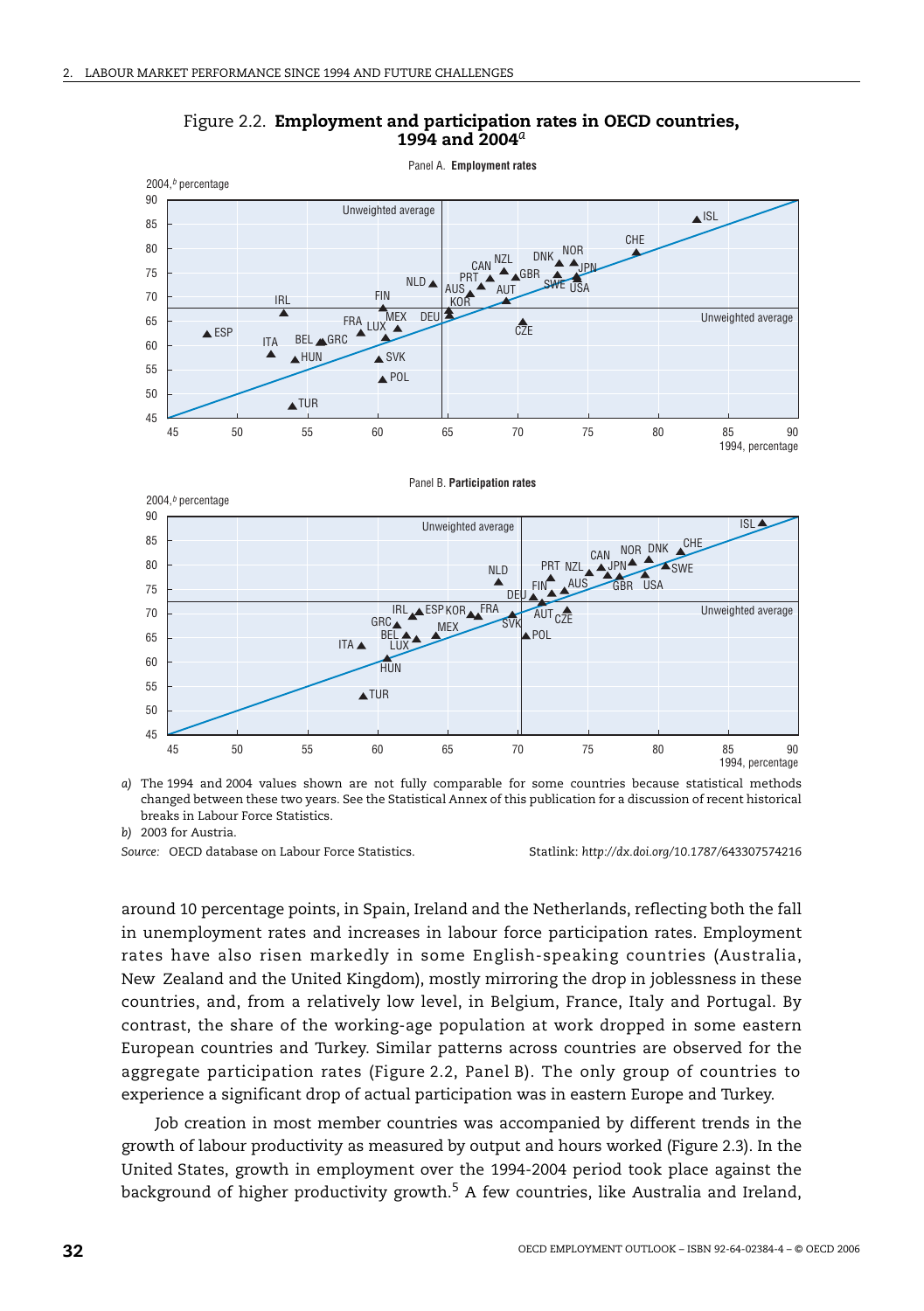Figure 2.2. **Employment and participation rates in OECD countries, 1994 and 2004**[a]

Panel A. **Employment rates**

Panel B. **Participation rates**

*a)* The 1994 and 2004 values shown are not fully comparable for some countries because statistical methods changed between these two years. See the Statistical Annex of this publication for a discussion of recent historical breaks in Labour Force Statistics.

*b)* 2003 for Austria.

*Source:* OECD database on Labour Force Statistics.

Statlink: *http://dx.doi.org/10.1787/643307574216*

around 10 percentage points, in Spain, Ireland and the Netherlands, reflecting both the fall in unemployment rates and increases in labour force participation rates. Employment rates have also risen markedly in some English-speaking countries (Australia, New Zealand and the United Kingdom), mostly mirroring the drop in joblessness in these countries, and, from a relatively low level, in Belgium, France, Italy and Portugal. By contrast, the share of the working-age population at work dropped in some eastern European countries and Turkey. Similar patterns across countries are observed for the aggregate participation rates (Figure 2.2, Panel B). The only group of countries to experience a significant drop of actual participation was in eastern Europe and Turkey.

Job creation in most member countries was accompanied by different trends in the growth of labour productivity as measured by output and hours worked (Figure 2.3). In the United States, growth in employment over the 1994-2004 period took place against the background of higher productivity growth.[5] A few countries, like Australia and Ireland,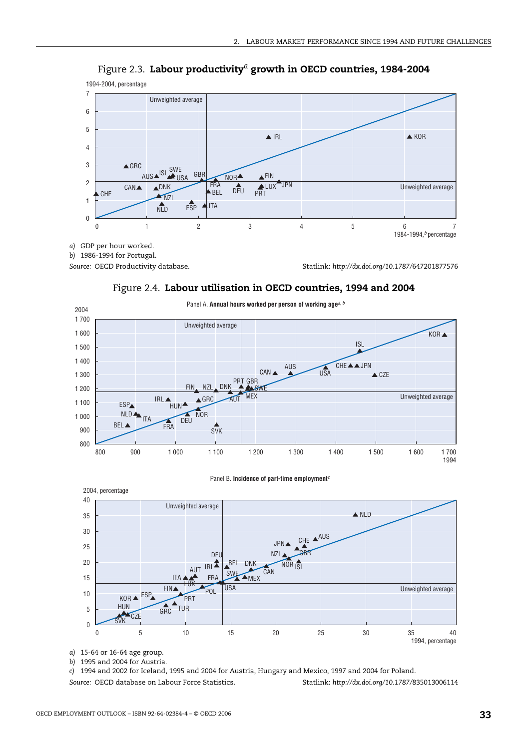Figure 2.3. **Labour productivity[a] growth in OECD countries, 1984-2004**

*a)* GDP per hour worked.

*b)* 1986-1994 for Portugal.

*Source:* OECD Productivity database.

Statlink: *http://dx.doi.org/10.1787/647201877576*

Figure 2.4. **Labour utilisation in OECD countries, 1994 and 2004**

Panel A. **Annual hours worked per person of working age[a, b]**

Panel B. **Incidence of part-time employment[c]**

*a)* 15-64 or 16-64 age group.

*b)* 1995 and 2004 for Austria.

*c)* 1994 and 2002 for Iceland, 1995 and 2004 for Austria, Hungary and Mexico, 1997 and 2004 for Poland.

*Source:* OECD database on Labour Force Statistics.

Statlink: *http://dx.doi.org/10.1787/835013006114*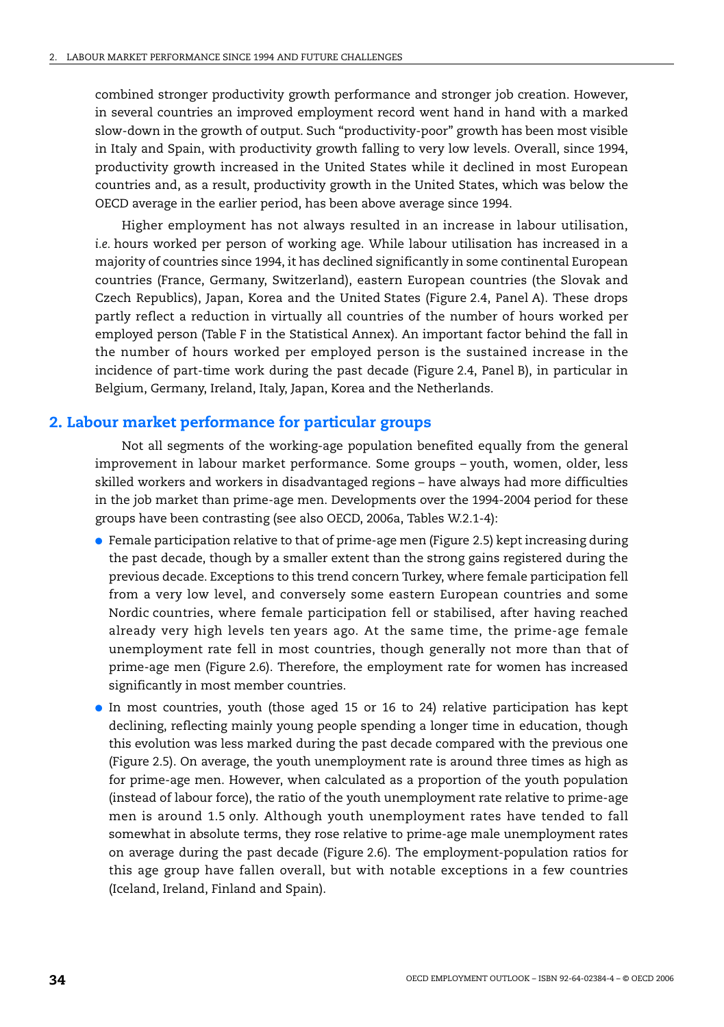combined stronger productivity growth performance and stronger job creation. However, in several countries an improved employment record went hand in hand with a marked slow-down in the growth of output. Such "productivity-poor" growth has been most visible in Italy and Spain, with productivity growth falling to very low levels. Overall, since 1994, productivity growth increased in the United States while it declined in most European countries and, as a result, productivity growth in the United States, which was below the OECD average in the earlier period, has been above average since 1994.

Higher employment has not always resulted in an increase in labour utilisation, *i.e.* hours worked per person of working age. While labour utilisation has increased in a majority of countries since 1994, it has declined significantly in some continental European countries (France, Germany, Switzerland), eastern European countries (the Slovak and Czech Republics), Japan, Korea and the United States (Figure 2.4, Panel A). These drops partly reflect a reduction in virtually all countries of the number of hours worked per employed person (Table F in the Statistical Annex). An important factor behind the fall in the number of hours worked per employed person is the sustained increase in the incidence of part-time work during the past decade (Figure 2.4, Panel B), in particular in Belgium, Germany, Ireland, Italy, Japan, Korea and the Netherlands.

## 2. Labour market performance for particular groups

Not all segments of the working-age population benefited equally from the general improvement in labour market performance. Some groups – youth, women, older, less skilled workers and workers in disadvantaged regions – have always had more difficulties in the job market than prime-age men. Developments over the 1994-2004 period for these groups have been contrasting (see also OECD, 2006a, Tables W.2.1-4):

- Female participation relative to that of prime-age men (Figure 2.5) kept increasing during the past decade, though by a smaller extent than the strong gains registered during the previous decade. Exceptions to this trend concern Turkey, where female participation fell from a very low level, and conversely some eastern European countries and some Nordic countries, where female participation fell or stabilised, after having reached already very high levels ten years ago. At the same time, the prime-age female unemployment rate fell in most countries, though generally not more than that of prime-age men (Figure 2.6). Therefore, the employment rate for women has increased significantly in most member countries.
- In most countries, youth (those aged 15 or 16 to 24) relative participation has kept declining, reflecting mainly young people spending a longer time in education, though this evolution was less marked during the past decade compared with the previous one (Figure 2.5). On average, the youth unemployment rate is around three times as high as for prime-age men. However, when calculated as a proportion of the youth population (instead of labour force), the ratio of the youth unemployment rate relative to prime-age men is around 1.5 only. Although youth unemployment rates have tended to fall somewhat in absolute terms, they rose relative to prime-age male unemployment rates on average during the past decade (Figure 2.6). The employment-population ratios for this age group have fallen overall, but with notable exceptions in a few countries (Iceland, Ireland, Finland and Spain).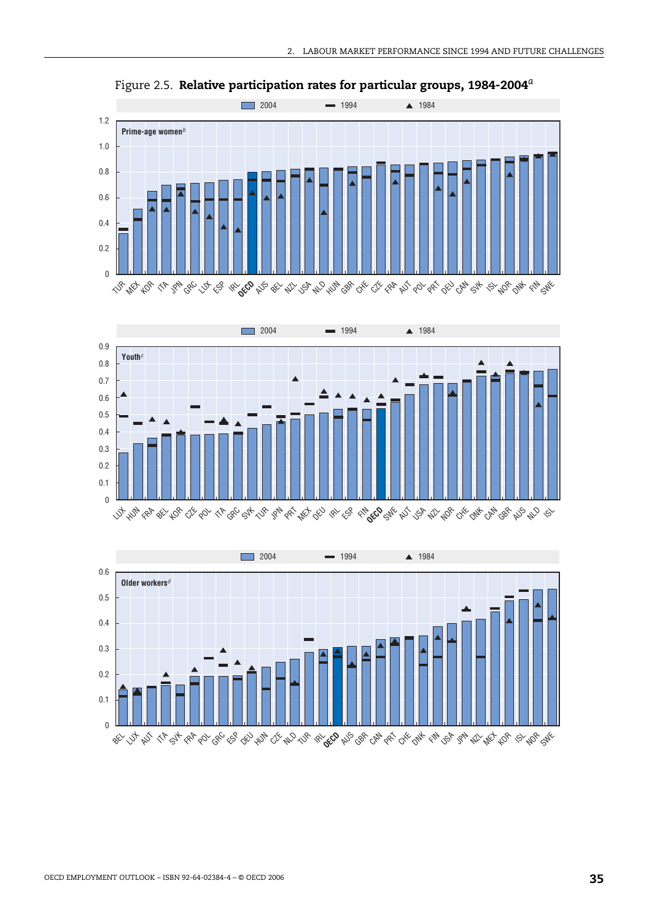Figure 2.5. **Relative participation rates for particular groups, 1984-2004**[a]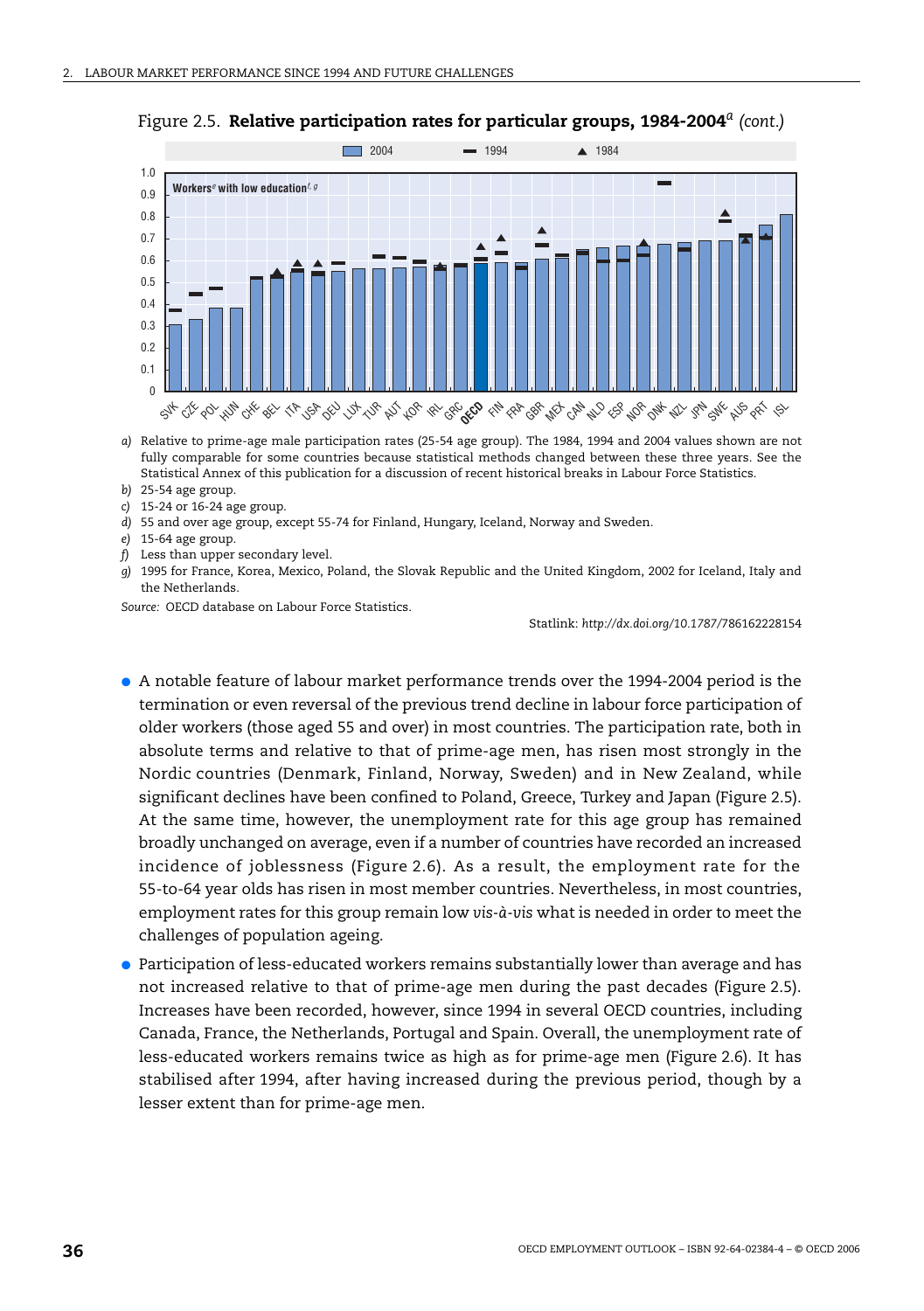Figure 2.5. **Relative participation rates for particular groups, 1984-2004**[a] *(cont.)*

a) Relative to prime-age male participation rates (25-54 age group). The 1984, 1994 and 2004 values shown are not fully comparable for some countries because statistical methods changed between these three years. See the Statistical Annex of this publication for a discussion of recent historical breaks in Labour Force Statistics.
b) 25-54 age group.
c) 15-24 or 16-24 age group.
d) 55 and over age group, except 55-74 for Finland, Hungary, Iceland, Norway and Sweden.
e) 15-64 age group.
f) Less than upper secondary level.
g) 1995 for France, Korea, Mexico, Poland, the Slovak Republic and the United Kingdom, 2002 for Iceland, Italy and the Netherlands.

*Source:* OECD database on Labour Force Statistics.

Statlink: *http://dx.doi.org/10.1787/786162228154*

- A notable feature of labour market performance trends over the 1994-2004 period is the termination or even reversal of the previous trend decline in labour force participation of older workers (those aged 55 and over) in most countries. The participation rate, both in absolute terms and relative to that of prime-age men, has risen most strongly in the Nordic countries (Denmark, Finland, Norway, Sweden) and in New Zealand, while significant declines have been confined to Poland, Greece, Turkey and Japan (Figure 2.5). At the same time, however, the unemployment rate for this age group has remained broadly unchanged on average, even if a number of countries have recorded an increased incidence of joblessness (Figure 2.6). As a result, the employment rate for the 55-to-64 year olds has risen in most member countries. Nevertheless, in most countries, employment rates for this group remain low *vis-à-vis* what is needed in order to meet the challenges of population ageing.
- Participation of less-educated workers remains substantially lower than average and has not increased relative to that of prime-age men during the past decades (Figure 2.5). Increases have been recorded, however, since 1994 in several OECD countries, including Canada, France, the Netherlands, Portugal and Spain. Overall, the unemployment rate of less-educated workers remains twice as high as for prime-age men (Figure 2.6). It has stabilised after 1994, after having increased during the previous period, though by a lesser extent than for prime-age men.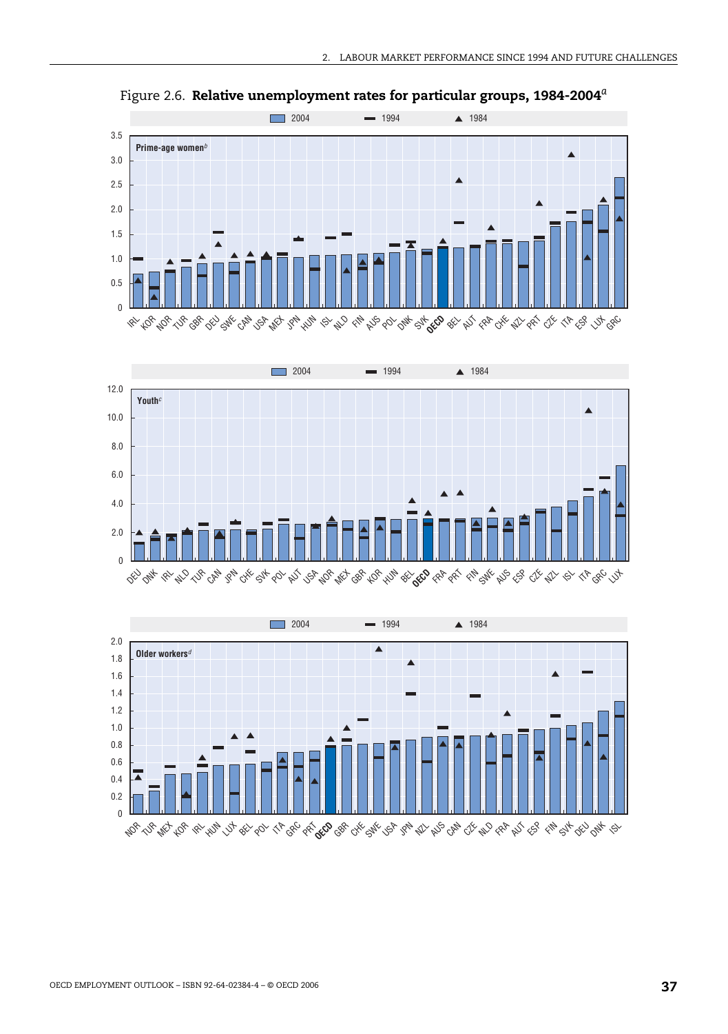Figure 2.6. **Relative unemployment rates for particular groups, 1984-2004**[a]

Legend: 2004 (bars); 1994 (dash); 1984 (triangle)

**Prime-age women**[b]

IRL, KOR, NOR, TUR, GBR, DEU, SWE, CAN, USA, MEX, JPN, HUN, ISL, NLD, FIN, AUS, POL, DNK, SVK, **OECD**, BEL, AUT, FRA, CHE, NZL, PRT, CZE, ITA, ESP, LUX, GRC

**Youth**[c]

DEU, DNK, IRL, NLD, TUR, CAN, JPN, CHE, SVK, POL, AUT, USA, NOR, MEX, GBR, KOR, HUN, BEL, **OECD**, FRA, PRT, FIN, SWE, AUS, ESP, CZE, NZL, ISL, ITA, GRC, LUX

**Older workers**[d]

NOR, TUR, MEX, KOR, IRL, HUN, LUX, BEL, POL, ITA, GRC, PRT, **OECD**, GBR, CHE, SWE, USA, JPN, NZL, AUS, CAN, CZE, NLD, FRA, AUT, ESP, FIN, SVK, DEU, DNK, ISL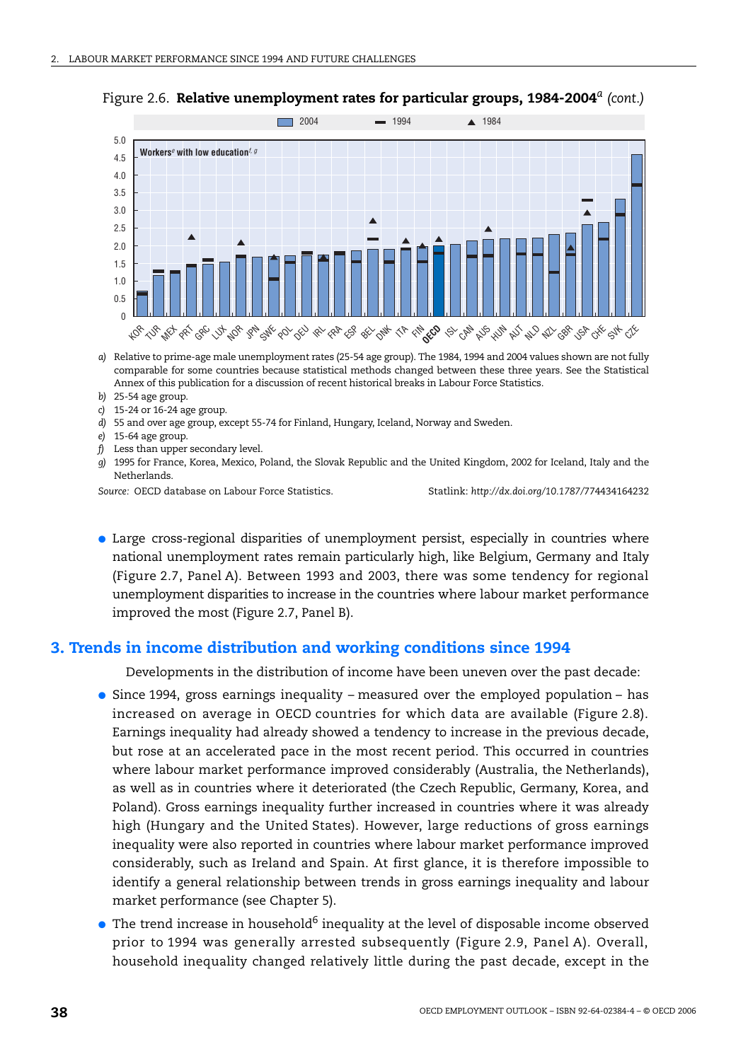Figure 2.6. **Relative unemployment rates for particular groups, 1984-2004**[a] *(cont.)*

Workers[e] with low education[f, g]

a) Relative to prime-age male unemployment rates (25-54 age group). The 1984, 1994 and 2004 values shown are not fully comparable for some countries because statistical methods changed between these three years. See the Statistical Annex of this publication for a discussion of recent historical breaks in Labour Force Statistics.

b) 25-54 age group.

c) 15-24 or 16-24 age group.

d) 55 and over age group, except 55-74 for Finland, Hungary, Iceland, Norway and Sweden.

e) 15-64 age group.

f) Less than upper secondary level.

g) 1995 for France, Korea, Mexico, Poland, the Slovak Republic and the United Kingdom, 2002 for Iceland, Italy and the Netherlands.

*Source:* OECD database on Labour Force Statistics. Statlink: *http://dx.doi.org/10.1787/774434164232*

- Large cross-regional disparities of unemployment persist, especially in countries where national unemployment rates remain particularly high, like Belgium, Germany and Italy (Figure 2.7, Panel A). Between 1993 and 2003, there was some tendency for regional unemployment disparities to increase in the countries where labour market performance improved the most (Figure 2.7, Panel B).

## 3. Trends in income distribution and working conditions since 1994

Developments in the distribution of income have been uneven over the past decade:

- Since 1994, gross earnings inequality – measured over the employed population – has increased on average in OECD countries for which data are available (Figure 2.8). Earnings inequality had already showed a tendency to increase in the previous decade, but rose at an accelerated pace in the most recent period. This occurred in countries where labour market performance improved considerably (Australia, the Netherlands), as well as in countries where it deteriorated (the Czech Republic, Germany, Korea, and Poland). Gross earnings inequality further increased in countries where it was already high (Hungary and the United States). However, large reductions of gross earnings inequality were also reported in countries where labour market performance improved considerably, such as Ireland and Spain. At first glance, it is therefore impossible to identify a general relationship between trends in gross earnings inequality and labour market performance (see Chapter 5).
- The trend increase in household[6] inequality at the level of disposable income observed prior to 1994 was generally arrested subsequently (Figure 2.9, Panel A). Overall, household inequality changed relatively little during the past decade, except in the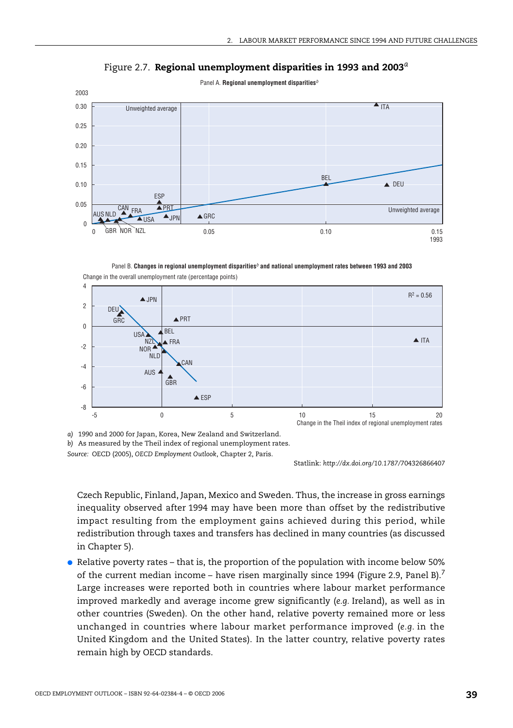Figure 2.7. **Regional unemployment disparities in 1993 and 2003**[a]

Panel A. **Regional unemployment disparities**[b]

Panel B. **Changes in regional unemployment disparities**[b] **and national unemployment rates between 1993 and 2003**

*a)* 1990 and 2000 for Japan, Korea, New Zealand and Switzerland.

*b)* As measured by the Theil index of regional unemployment rates.

*Source:* OECD (2005), *OECD Employment Outlook*, Chapter 2, Paris.

Statlink: *http://dx.doi.org/10.1787/704326866407*

Czech Republic, Finland, Japan, Mexico and Sweden. Thus, the increase in gross earnings inequality observed after 1994 may have been more than offset by the redistributive impact resulting from the employment gains achieved during this period, while redistribution through taxes and transfers has declined in many countries (as discussed in Chapter 5).

- Relative poverty rates – that is, the proportion of the population with income below 50% of the current median income – have risen marginally since 1994 (Figure 2.9, Panel B).[7] Large increases were reported both in countries where labour market performance improved markedly and average income grew significantly (*e.g.* Ireland), as well as in other countries (Sweden). On the other hand, relative poverty remained more or less unchanged in countries where labour market performance improved (*e.g.* in the United Kingdom and the United States). In the latter country, relative poverty rates remain high by OECD standards.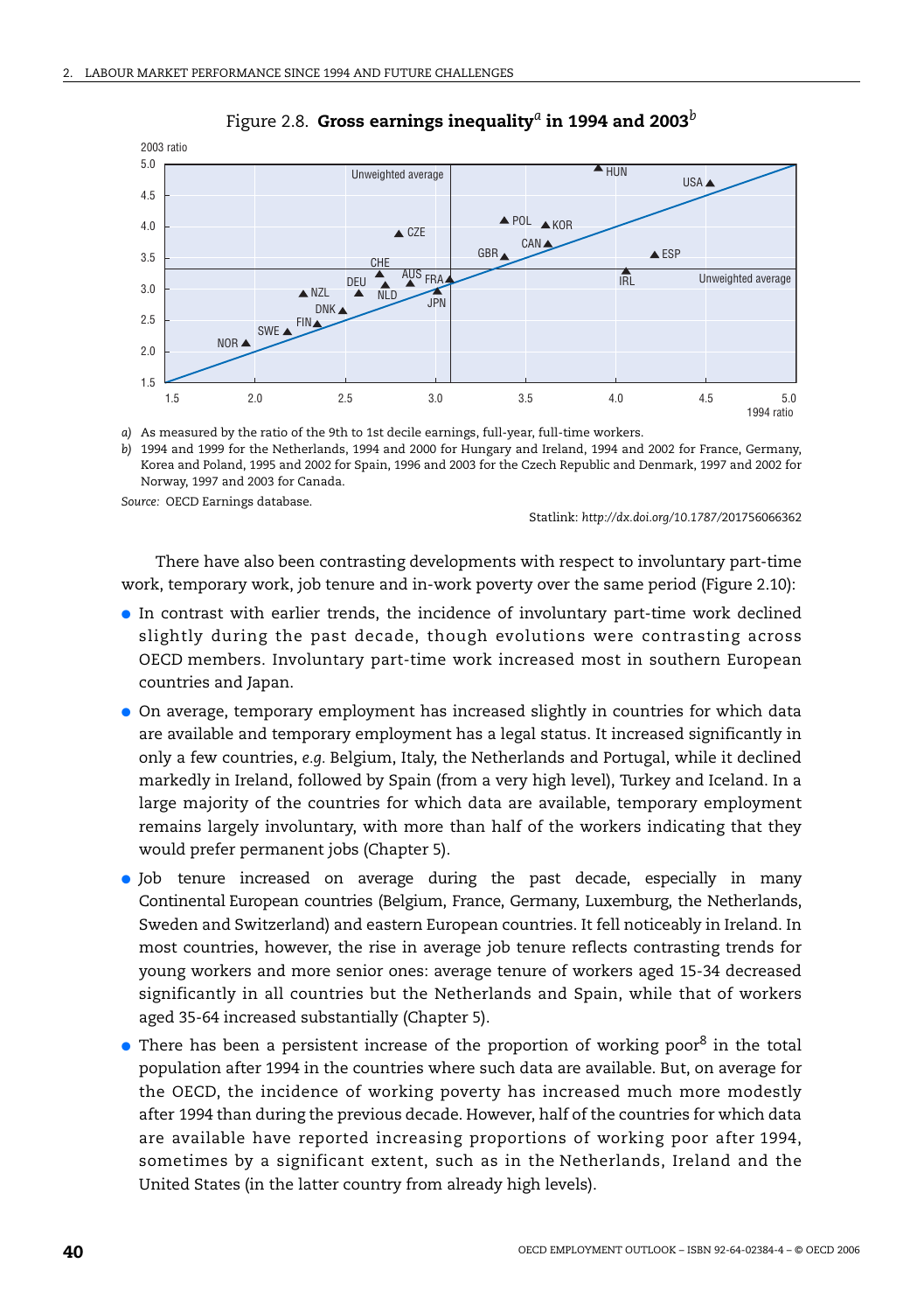Figure 2.8. **Gross earnings inequality[a] in 1994 and 2003[b]**

a) As measured by the ratio of the 9th to 1st decile earnings, full-year, full-time workers.

b) 1994 and 1999 for the Netherlands, 1994 and 2000 for Hungary and Ireland, 1994 and 2002 for France, Germany, Korea and Poland, 1995 and 2002 for Spain, 1996 and 2003 for the Czech Republic and Denmark, 1997 and 2002 for Norway, 1997 and 2003 for Canada.

*Source:* OECD Earnings database.

Statlink: *http://dx.doi.org/10.1787/201756066362*

There have also been contrasting developments with respect to involuntary part-time work, temporary work, job tenure and in-work poverty over the same period (Figure 2.10):

- In contrast with earlier trends, the incidence of involuntary part-time work declined slightly during the past decade, though evolutions were contrasting across OECD members. Involuntary part-time work increased most in southern European countries and Japan.
- On average, temporary employment has increased slightly in countries for which data are available and temporary employment has a legal status. It increased significantly in only a few countries, *e.g.* Belgium, Italy, the Netherlands and Portugal, while it declined markedly in Ireland, followed by Spain (from a very high level), Turkey and Iceland. In a large majority of the countries for which data are available, temporary employment remains largely involuntary, with more than half of the workers indicating that they would prefer permanent jobs (Chapter 5).
- Job tenure increased on average during the past decade, especially in many Continental European countries (Belgium, France, Germany, Luxemburg, the Netherlands, Sweden and Switzerland) and eastern European countries. It fell noticeably in Ireland. In most countries, however, the rise in average job tenure reflects contrasting trends for young workers and more senior ones: average tenure of workers aged 15-34 decreased significantly in all countries but the Netherlands and Spain, while that of workers aged 35-64 increased substantially (Chapter 5).
- There has been a persistent increase of the proportion of working poor[8] in the total population after 1994 in the countries where such data are available. But, on average for the OECD, the incidence of working poverty has increased much more modestly after 1994 than during the previous decade. However, half of the countries for which data are available have reported increasing proportions of working poor after 1994, sometimes by a significant extent, such as in the Netherlands, Ireland and the United States (in the latter country from already high levels).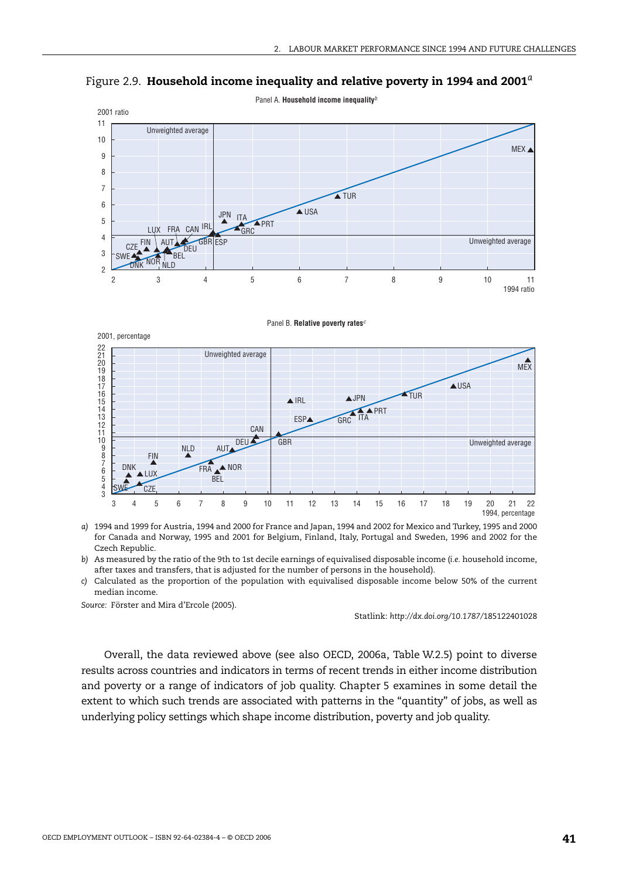Figure 2.9. **Household income inequality and relative poverty in 1994 and 2001**[a]

Panel A. **Household income inequality**[b]

Panel B. **Relative poverty rates**[c]

a) 1994 and 1999 for Austria, 1994 and 2000 for France and Japan, 1994 and 2002 for Mexico and Turkey, 1995 and 2000 for Canada and Norway, 1995 and 2001 for Belgium, Finland, Italy, Portugal and Sweden, 1996 and 2002 for the Czech Republic.

b) As measured by the ratio of the 9th to 1st decile earnings of equivalised disposable income (*i.e.* household income, after taxes and transfers, that is adjusted for the number of persons in the household).

c) Calculated as the proportion of the population with equivalised disposable income below 50% of the current median income.

*Source:* Förster and Mira d'Ercole (2005).

Statlink: *http://dx.doi.org/10.1787/185122401028*

Overall, the data reviewed above (see also OECD, 2006a, Table W.2.5) point to diverse results across countries and indicators in terms of recent trends in either income distribution and poverty or a range of indicators of job quality. Chapter 5 examines in some detail the extent to which such trends are associated with patterns in the "quantity" of jobs, as well as underlying policy settings which shape income distribution, poverty and job quality.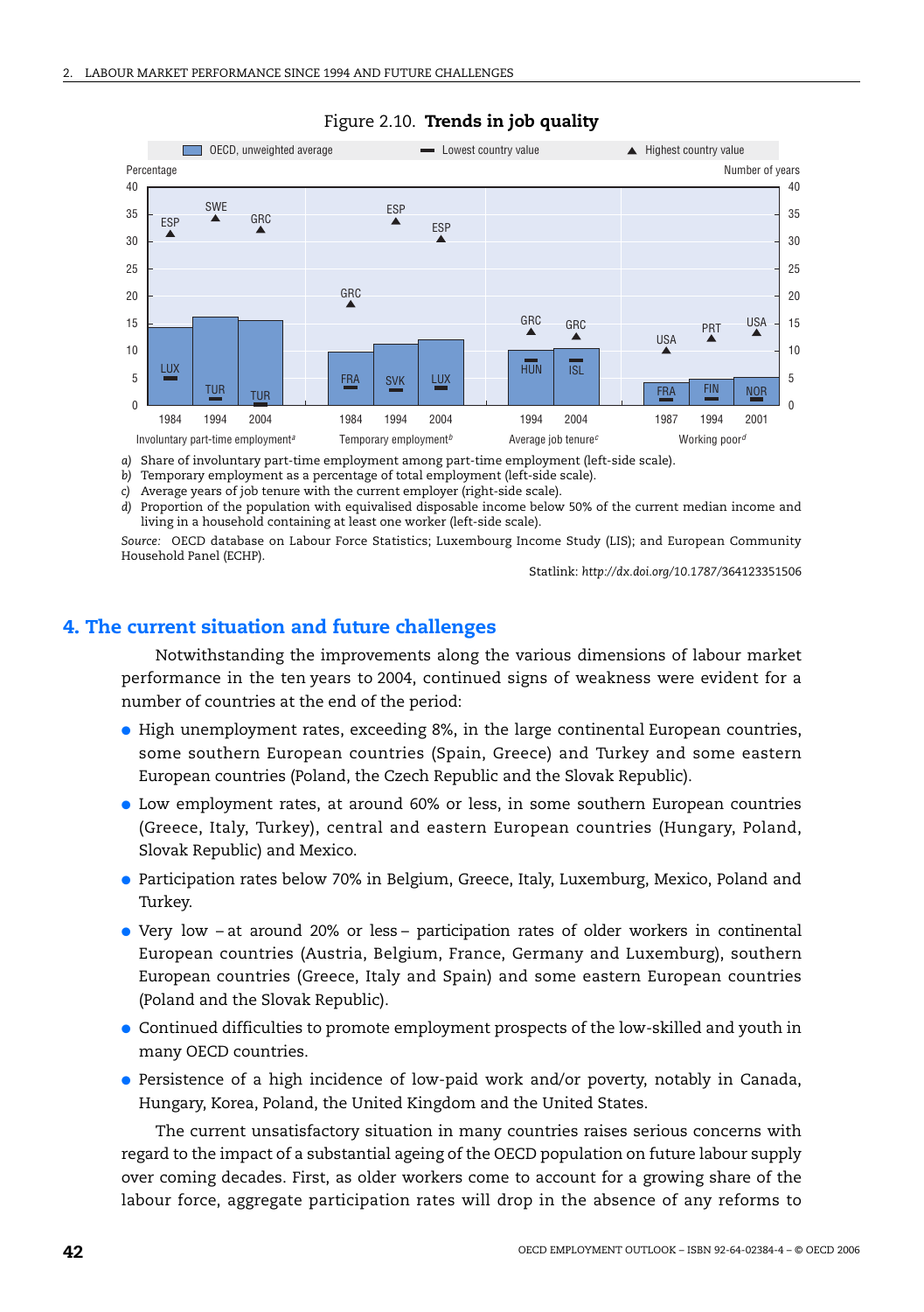Figure 2.10. **Trends in job quality**

a) Share of involuntary part-time employment among part-time employment (left-side scale).
b) Temporary employment as a percentage of total employment (left-side scale).
c) Average years of job tenure with the current employer (right-side scale).
d) Proportion of the population with equivalised disposable income below 50% of the current median income and living in a household containing at least one worker (left-side scale).

*Source:* OECD database on Labour Force Statistics; Luxembourg Income Study (LIS); and European Community Household Panel (ECHP).

Statlink: *http://dx.doi.org/10.1787/364123351506*

## 4. The current situation and future challenges

Notwithstanding the improvements along the various dimensions of labour market performance in the ten years to 2004, continued signs of weakness were evident for a number of countries at the end of the period:

- High unemployment rates, exceeding 8%, in the large continental European countries, some southern European countries (Spain, Greece) and Turkey and some eastern European countries (Poland, the Czech Republic and the Slovak Republic).
- Low employment rates, at around 60% or less, in some southern European countries (Greece, Italy, Turkey), central and eastern European countries (Hungary, Poland, Slovak Republic) and Mexico.
- Participation rates below 70% in Belgium, Greece, Italy, Luxemburg, Mexico, Poland and Turkey.
- Very low – at around 20% or less – participation rates of older workers in continental European countries (Austria, Belgium, France, Germany and Luxemburg), southern European countries (Greece, Italy and Spain) and some eastern European countries (Poland and the Slovak Republic).
- Continued difficulties to promote employment prospects of the low-skilled and youth in many OECD countries.
- Persistence of a high incidence of low-paid work and/or poverty, notably in Canada, Hungary, Korea, Poland, the United Kingdom and the United States.

The current unsatisfactory situation in many countries raises serious concerns with regard to the impact of a substantial ageing of the OECD population on future labour supply over coming decades. First, as older workers come to account for a growing share of the labour force, aggregate participation rates will drop in the absence of any reforms to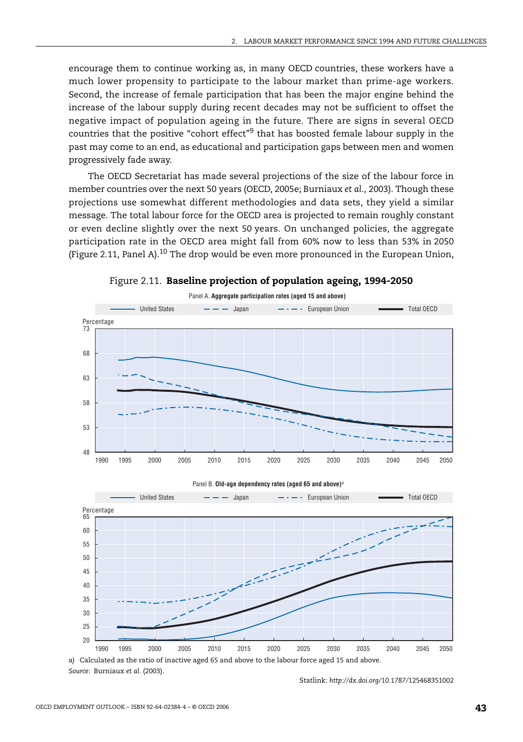encourage them to continue working as, in many OECD countries, these workers have a much lower propensity to participate to the labour market than prime-age workers. Second, the increase of female participation that has been the major engine behind the increase of the labour supply during recent decades may not be sufficient to offset the negative impact of population ageing in the future. There are signs in several OECD countries that the positive "cohort effect"[9] that has boosted female labour supply in the past may come to an end, as educational and participation gaps between men and women progressively fade away.

The OECD Secretariat has made several projections of the size of the labour force in member countries over the next 50 years (OECD, 2005e; Burniaux *et al.*, 2003). Though these projections use somewhat different methodologies and data sets, they yield a similar message. The total labour force for the OECD area is projected to remain roughly constant or even decline slightly over the next 50 years. On unchanged policies, the aggregate participation rate in the OECD area might fall from 60% now to less than 53% in 2050 (Figure 2.11, Panel A).[10] The drop would be even more pronounced in the European Union,

Figure 2.11. **Baseline projection of population ageing, 1994-2050**

Panel A. **Aggregate participation rates (aged 15 and above)**

Panel B. **Old-age dependency rates (aged 65 and above)**[a]

*a)* Calculated as the ratio of inactive aged 65 and above to the labour force aged 15 and above.

*Source:* Burniaux *et al.* (2003).

Statlink: *http://dx.doi.org/10.1787/125468351002*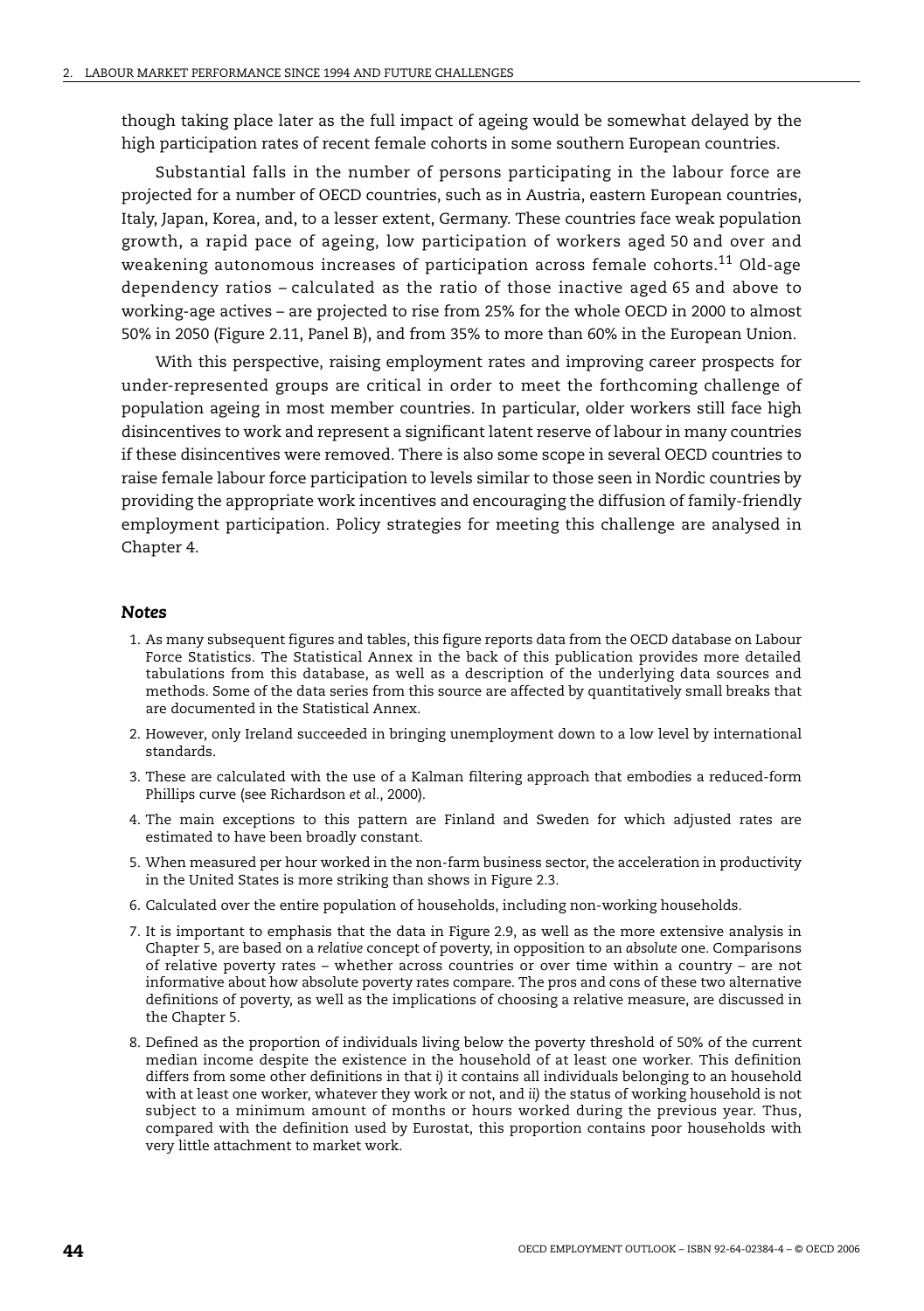though taking place later as the full impact of ageing would be somewhat delayed by the high participation rates of recent female cohorts in some southern European countries.

Substantial falls in the number of persons participating in the labour force are projected for a number of OECD countries, such as in Austria, eastern European countries, Italy, Japan, Korea, and, to a lesser extent, Germany. These countries face weak population growth, a rapid pace of ageing, low participation of workers aged 50 and over and weakening autonomous increases of participation across female cohorts.[11] Old-age dependency ratios – calculated as the ratio of those inactive aged 65 and above to working-age actives – are projected to rise from 25% for the whole OECD in 2000 to almost 50% in 2050 (Figure 2.11, Panel B), and from 35% to more than 60% in the European Union.

With this perspective, raising employment rates and improving career prospects for under-represented groups are critical in order to meet the forthcoming challenge of population ageing in most member countries. In particular, older workers still face high disincentives to work and represent a significant latent reserve of labour in many countries if these disincentives were removed. There is also some scope in several OECD countries to raise female labour force participation to levels similar to those seen in Nordic countries by providing the appropriate work incentives and encouraging the diffusion of family-friendly employment participation. Policy strategies for meeting this challenge are analysed in Chapter 4.

### *Notes*

1. As many subsequent figures and tables, this figure reports data from the OECD database on Labour Force Statistics. The Statistical Annex in the back of this publication provides more detailed tabulations from this database, as well as a description of the underlying data sources and methods. Some of the data series from this source are affected by quantitatively small breaks that are documented in the Statistical Annex.
2. However, only Ireland succeeded in bringing unemployment down to a low level by international standards.
3. These are calculated with the use of a Kalman filtering approach that embodies a reduced-form Phillips curve (see Richardson *et al.*, 2000).
4. The main exceptions to this pattern are Finland and Sweden for which adjusted rates are estimated to have been broadly constant.
5. When measured per hour worked in the non-farm business sector, the acceleration in productivity in the United States is more striking than shows in Figure 2.3.
6. Calculated over the entire population of households, including non-working households.
7. It is important to emphasis that the data in Figure 2.9, as well as the more extensive analysis in Chapter 5, are based on a *relative* concept of poverty, in opposition to an *absolute* one. Comparisons of relative poverty rates – whether across countries or over time within a country – are not informative about how absolute poverty rates compare. The pros and cons of these two alternative definitions of poverty, as well as the implications of choosing a relative measure, are discussed in the Chapter 5.
8. Defined as the proportion of individuals living below the poverty threshold of 50% of the current median income despite the existence in the household of at least one worker. This definition differs from some other definitions in that *i)* it contains all individuals belonging to an household with at least one worker, whatever they work or not, and *ii)* the status of working household is not subject to a minimum amount of months or hours worked during the previous year. Thus, compared with the definition used by Eurostat, this proportion contains poor households with very little attachment to market work.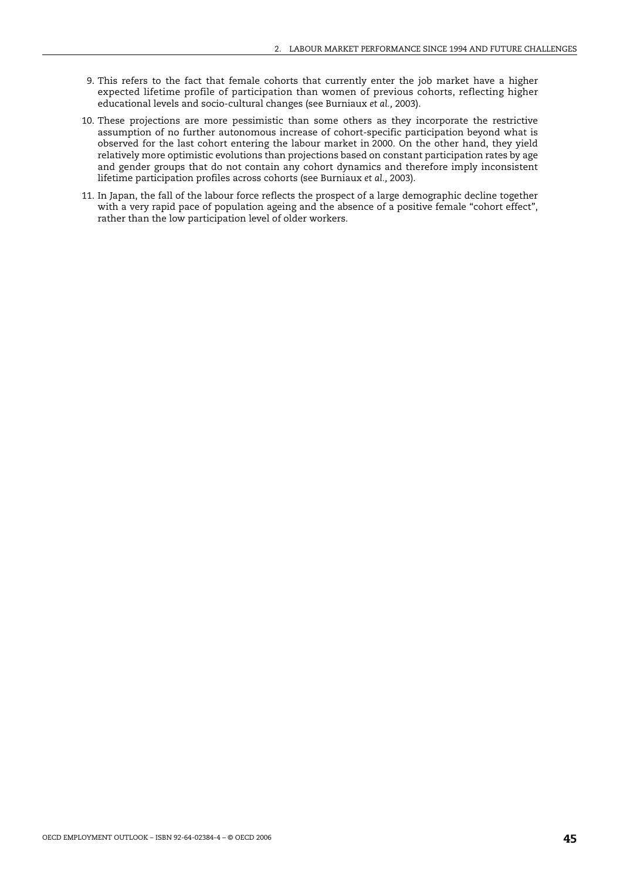9. This refers to the fact that female cohorts that currently enter the job market have a higher expected lifetime profile of participation than women of previous cohorts, reflecting higher educational levels and socio-cultural changes (see Burniaux *et al.*, 2003).
10. These projections are more pessimistic than some others as they incorporate the restrictive assumption of no further autonomous increase of cohort-specific participation beyond what is observed for the last cohort entering the labour market in 2000. On the other hand, they yield relatively more optimistic evolutions than projections based on constant participation rates by age and gender groups that do not contain any cohort dynamics and therefore imply inconsistent lifetime participation profiles across cohorts (see Burniaux *et al.*, 2003).
11. In Japan, the fall of the labour force reflects the prospect of a large demographic decline together with a very rapid pace of population ageing and the absence of a positive female "cohort effect", rather than the low participation level of older workers.